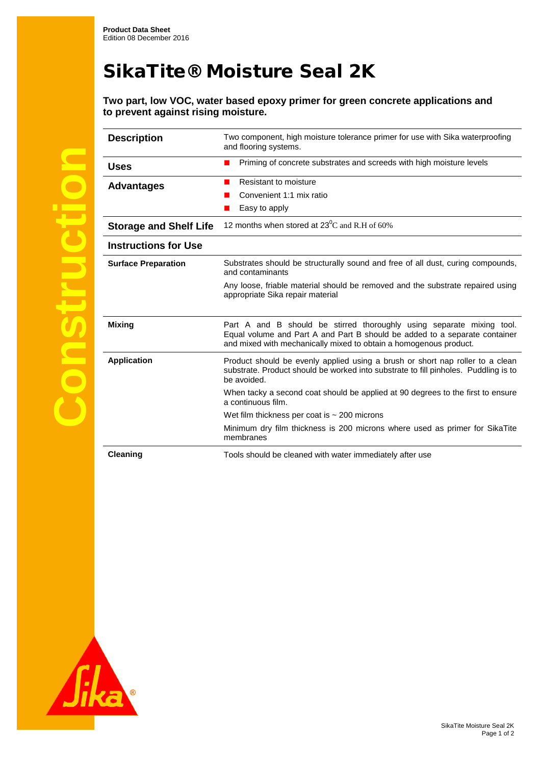**Product Data Sheet**
Edition 08 December 2016

# SikaTite® Moisture Seal 2K

**Two part, low VOC, water based epoxy primer for green concrete applications and to prevent against rising moisture.**

## Description

Two component, high moisture tolerance primer for use with Sika waterproofing and flooring systems.

## Uses

- Priming of concrete substrates and screeds with high moisture levels

## Advantages

- Resistant to moisture
- Convenient 1:1 mix ratio
- Easy to apply

## Storage and Shelf Life

12 months when stored at 23$^0$C and R.H of 60%

## Instructions for Use

### Surface Preparation

Substrates should be structurally sound and free of all dust, curing compounds, and contaminants

Any loose, friable material should be removed and the substrate repaired using appropriate Sika repair material

### Mixing

Part A and B should be stirred thoroughly using separate mixing tool. Equal volume and Part A and Part B should be added to a separate container and mixed with mechanically mixed to obtain a homogenous product.

### Application

Product should be evenly applied using a brush or short nap roller to a clean substrate. Product should be worked into substrate to fill pinholes. Puddling is to be avoided.

When tacky a second coat should be applied at 90 degrees to the first to ensure a continuous film.

Wet film thickness per coat is ~ 200 microns

Minimum dry film thickness is 200 microns where used as primer for SikaTite membranes

### Cleaning

Tools should be cleaned with water immediately after use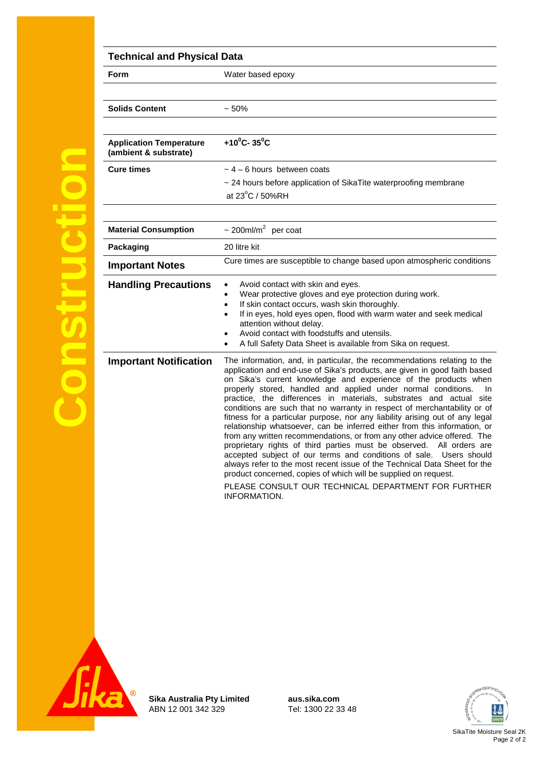## Technical and Physical Data

| | |
|---|---|
| **Form** | Water based epoxy |
| **Solids Content** | ~ 50% |
| **Application Temperature (ambient & substrate)** | **+10°C- 35°C** |
| **Cure times** | ~ 4 – 6 hours between coats<br>~ 24 hours before application of SikaTite waterproofing membrane<br>at 23°C / 50%RH |
| **Material Consumption** | ~ 200ml/m² per coat |
| **Packaging** | 20 litre kit |
| **Important Notes** | Cure times are susceptible to change based upon atmospheric conditions |

## Handling Precautions

- Avoid contact with skin and eyes.
- Wear protective gloves and eye protection during work.
- If skin contact occurs, wash skin thoroughly.
- If in eyes, hold eyes open, flood with warm water and seek medical attention without delay.
- Avoid contact with foodstuffs and utensils.
- A full Safety Data Sheet is available from Sika on request.

## Important Notification

The information, and, in particular, the recommendations relating to the application and end-use of Sika's products, are given in good faith based on Sika's current knowledge and experience of the products when properly stored, handled and applied under normal conditions. In practice, the differences in materials, substrates and actual site conditions are such that no warranty in respect of merchantability or of fitness for a particular purpose, nor any liability arising out of any legal relationship whatsoever, can be inferred either from this information, or from any written recommendations, or from any other advice offered. The proprietary rights of third parties must be observed. All orders are accepted subject of our terms and conditions of sale. Users should always refer to the most recent issue of the Technical Data Sheet for the product concerned, copies of which will be supplied on request.

PLEASE CONSULT OUR TECHNICAL DEPARTMENT FOR FURTHER INFORMATION.

**Sika Australia Pty Limited**
ABN 12 001 342 329

**aus.sika.com**
Tel: 1300 22 33 48